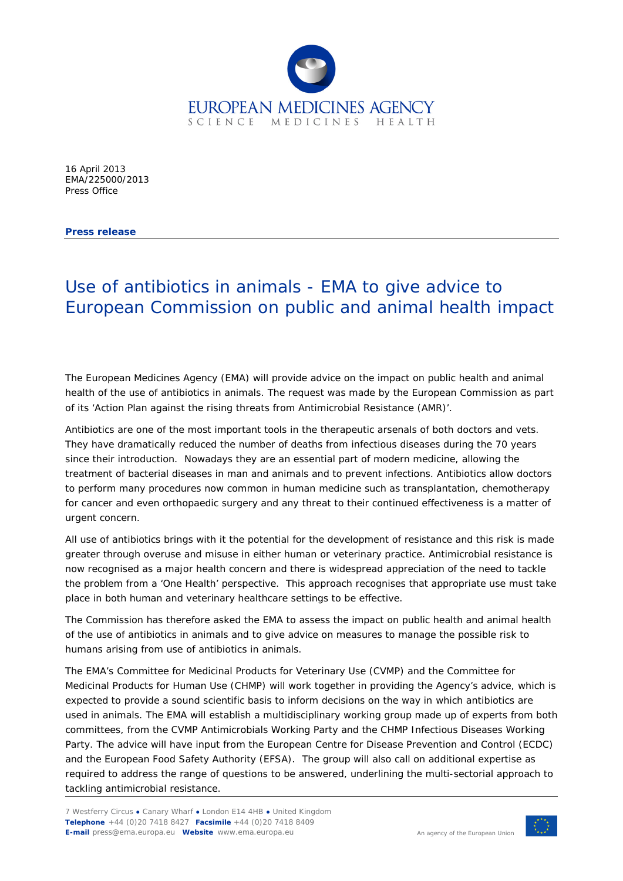EUROPEAN MEDICINES AGENCY
SCIENCE MEDICINES HEALTH

16 April 2013
EMA/225000/2013
Press Office

**Press release**

# Use of antibiotics in animals - EMA to give advice to European Commission on public and animal health impact

The European Medicines Agency (EMA) will provide advice on the impact on public health and animal health of the use of antibiotics in animals. The request was made by the European Commission as part of its 'Action Plan against the rising threats from Antimicrobial Resistance (AMR)'.

Antibiotics are one of the most important tools in the therapeutic arsenals of both doctors and vets. They have dramatically reduced the number of deaths from infectious diseases during the 70 years since their introduction. Nowadays they are an essential part of modern medicine, allowing the treatment of bacterial diseases in man and animals and to prevent infections. Antibiotics allow doctors to perform many procedures now common in human medicine such as transplantation, chemotherapy for cancer and even orthopaedic surgery and any threat to their continued effectiveness is a matter of urgent concern.

All use of antibiotics brings with it the potential for the development of resistance and this risk is made greater through overuse and misuse in either human or veterinary practice. Antimicrobial resistance is now recognised as a major health concern and there is widespread appreciation of the need to tackle the problem from a 'One Health' perspective. This approach recognises that appropriate use must take place in both human and veterinary healthcare settings to be effective.

The Commission has therefore asked the EMA to assess the impact on public health and animal health of the use of antibiotics in animals and to give advice on measures to manage the possible risk to humans arising from use of antibiotics in animals.

The EMA's Committee for Medicinal Products for Veterinary Use (CVMP) and the Committee for Medicinal Products for Human Use (CHMP) will work together in providing the Agency's advice, which is expected to provide a sound scientific basis to inform decisions on the way in which antibiotics are used in animals. The EMA will establish a multidisciplinary working group made up of experts from both committees, from the CVMP Antimicrobials Working Party and the CHMP Infectious Diseases Working Party. The advice will have input from the European Centre for Disease Prevention and Control (ECDC) and the European Food Safety Authority (EFSA). The group will also call on additional expertise as required to address the range of questions to be answered, underlining the multi-sectorial approach to tackling antimicrobial resistance.

7 Westferry Circus ● Canary Wharf ● London E14 4HB ● United Kingdom
**Telephone** +44 (0)20 7418 8427 **Facsimile** +44 (0)20 7418 8409
**E-mail** press@ema.europa.eu **Website** www.ema.europa.eu

An agency of the European Union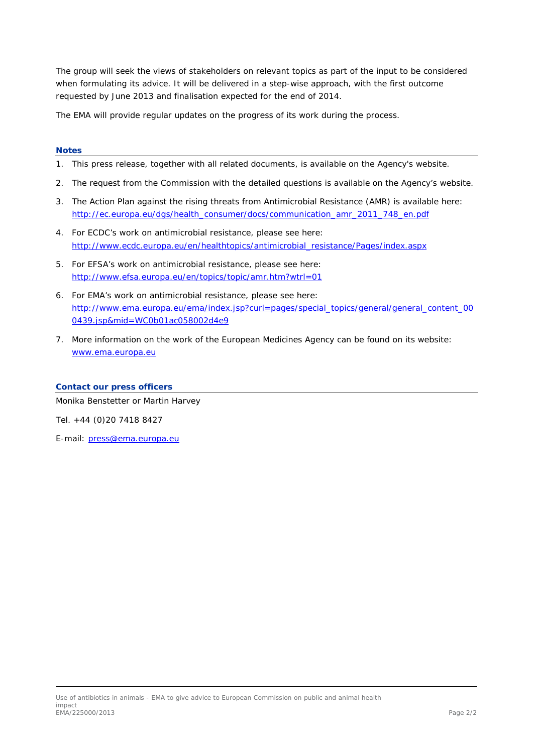The group will seek the views of stakeholders on relevant topics as part of the input to be considered when formulating its advice. It will be delivered in a step-wise approach, with the first outcome requested by June 2013 and finalisation expected for the end of 2014.

The EMA will provide regular updates on the progress of its work during the process.

## Notes

1. This press release, together with all related documents, is available on the Agency's website.
2. The request from the Commission with the detailed questions is available on the Agency's website.
3. The Action Plan against the rising threats from Antimicrobial Resistance (AMR) is available here: http://ec.europa.eu/dgs/health_consumer/docs/communication_amr_2011_748_en.pdf
4. For ECDC's work on antimicrobial resistance, please see here: http://www.ecdc.europa.eu/en/healthtopics/antimicrobial_resistance/Pages/index.aspx
5. For EFSA's work on antimicrobial resistance, please see here: http://www.efsa.europa.eu/en/topics/topic/amr.htm?wtrl=01
6. For EMA's work on antimicrobial resistance, please see here: http://www.ema.europa.eu/ema/index.jsp?curl=pages/special_topics/general/general_content_000439.jsp&mid=WC0b01ac058002d4e9
7. More information on the work of the European Medicines Agency can be found on its website: www.ema.europa.eu

## Contact our press officers

Monika Benstetter or Martin Harvey

Tel. +44 (0)20 7418 8427

E-mail: press@ema.europa.eu